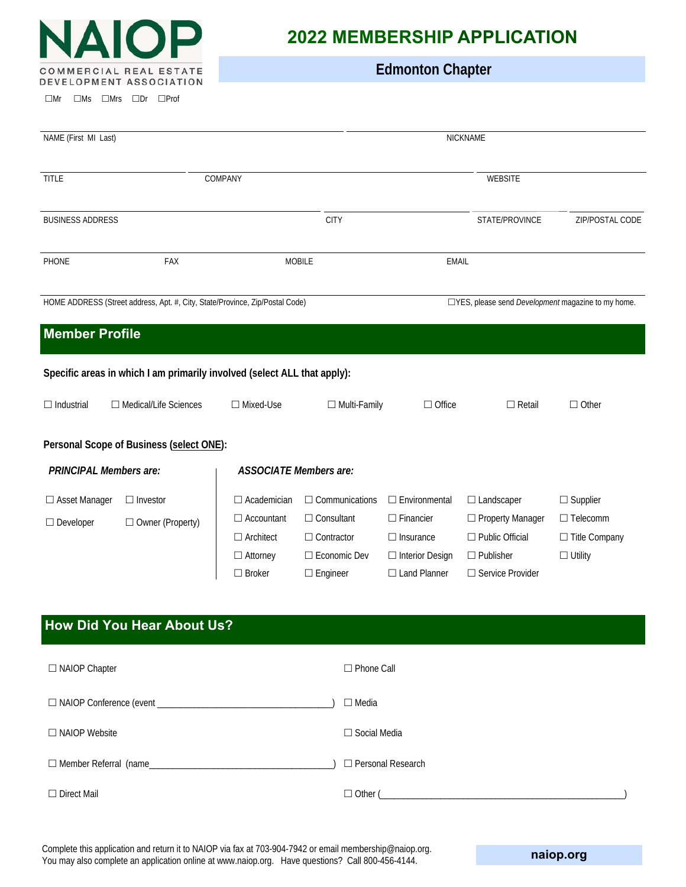NAIOP
COMMERCIAL REAL ESTATE DEVELOPMENT ASSOCIATION

# 2022 MEMBERSHIP APPLICATION

## Edmonton Chapter

☐Mr ☐Ms ☐Mrs ☐Dr ☐Prof

NAME (First MI Last) _______________ NICKNAME _______________

TITLE _______________ COMPANY _______________ WEBSITE _______________

BUSINESS ADDRESS _______________ CITY _______________ STATE/PROVINCE _______________ ZIP/POSTAL CODE _______________

PHONE _______________ FAX _______________ MOBILE _______________ EMAIL _______________

HOME ADDRESS (Street address, Apt. #, City, State/Province, Zip/Postal Code) _______________ ☐YES, please send *Development* magazine to my home.

## Member Profile

**Specific areas in which I am primarily involved (select ALL that apply):**

☐ Industrial ☐ Medical/Life Sciences ☐ Mixed-Use ☐ Multi-Family ☐ Office ☐ Retail ☐ Other

**Personal Scope of Business (select ONE):**

***PRINCIPAL Members are:***

☐ Asset Manager ☐ Investor
☐ Developer ☐ Owner (Property)

***ASSOCIATE Members are:***

☐ Academician ☐ Communications ☐ Environmental ☐ Landscaper ☐ Supplier
☐ Accountant ☐ Consultant ☐ Financier ☐ Property Manager ☐ Telecomm
☐ Architect ☐ Contractor ☐ Insurance ☐ Public Official ☐ Title Company
☐ Attorney ☐ Economic Dev ☐ Interior Design ☐ Publisher ☐ Utility
☐ Broker ☐ Engineer ☐ Land Planner ☐ Service Provider

## How Did You Hear About Us?

☐ NAIOP Chapter
☐ NAIOP Conference (event ___________________________________)
☐ NAIOP Website
☐ Member Referral (name_____________________________________)
☐ Direct Mail
☐ Phone Call
☐ Media
☐ Social Media
☐ Personal Research
☐ Other (________________________________________________)

Complete this application and return it to NAIOP via fax at 703-904-7942 or email membership@naiop.org.
You may also complete an application online at www.naiop.org. Have questions? Call 800-456-4144.

**naiop.org**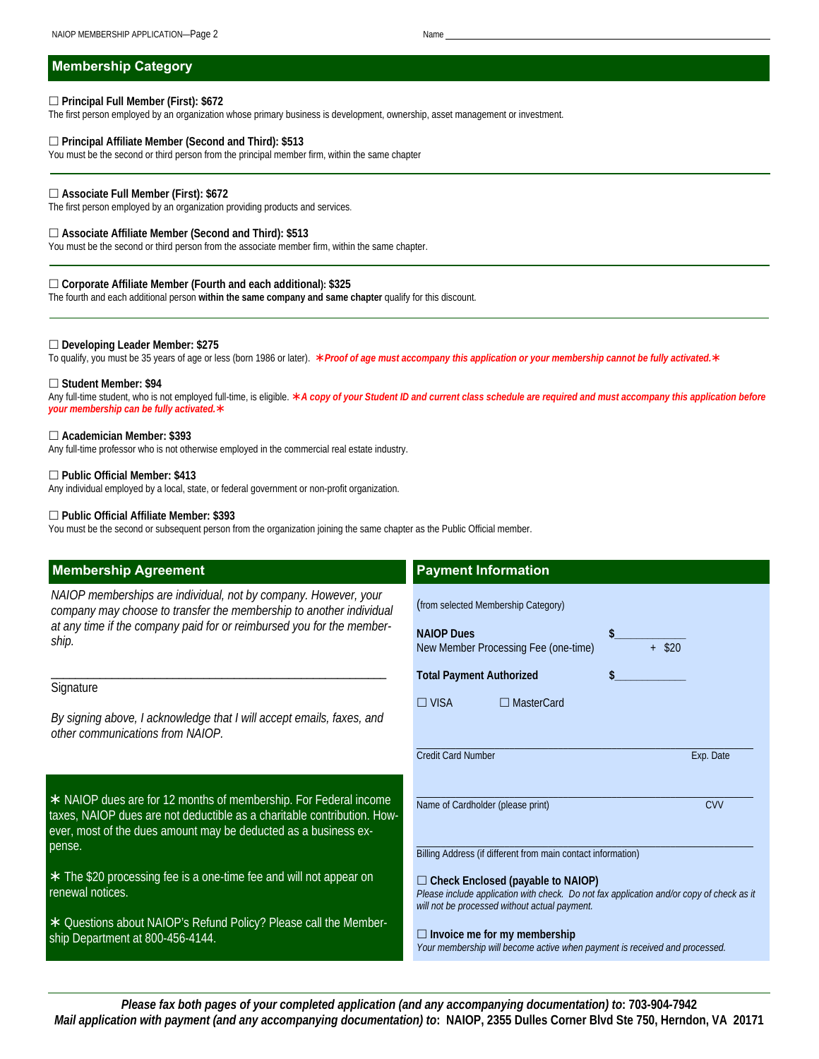Name ____________________

## Membership Category

☐ **Principal Full Member (First): $672**
The first person employed by an organization whose primary business is development, ownership, asset management or investment.

☐ **Principal Affiliate Member (Second and Third): $513**
You must be the second or third person from the principal member firm, within the same chapter

---

☐ **Associate Full Member (First): $672**
The first person employed by an organization providing products and services.

☐ **Associate Affiliate Member (Second and Third): $513**
You must be the second or third person from the associate member firm, within the same chapter.

---

☐ **Corporate Affiliate Member (Fourth and each additional): $325**
The fourth and each additional person **within the same company and same chapter** qualify for this discount.

---

☐ **Developing Leader Member: $275**
To qualify, you must be 35 years of age or less (born 1986 or later). ***∗Proof of age must accompany this application or your membership cannot be fully activated.∗***

☐ **Student Member: $94**
Any full-time student, who is not employed full-time, is eligible. ***∗A copy of your Student ID and current class schedule are required and must accompany this application before your membership can be fully activated.∗***

☐ **Academician Member: $393**
Any full-time professor who is not otherwise employed in the commercial real estate industry.

☐ **Public Official Member: $413**
Any individual employed by a local, state, or federal government or non-profit organization.

☐ **Public Official Affiliate Member: $393**
You must be the second or subsequent person from the organization joining the same chapter as the Public Official member.

## Membership Agreement

*NAIOP memberships are individual, not by company. However, your company may choose to transfer the membership to another individual at any time if the company paid for or reimbursed you for the membership.*

____________________________________________
Signature

*By signing above, I acknowledge that I will accept emails, faxes, and other communications from NAIOP.*

∗ NAIOP dues are for 12 months of membership. For Federal income taxes, NAIOP dues are not deductible as a charitable contribution. However, most of the dues amount may be deducted as a business expense.

∗ The $20 processing fee is a one-time fee and will not appear on renewal notices.

∗ Questions about NAIOP's Refund Policy? Please call the Membership Department at 800-456-4144.

## Payment Information

(from selected Membership Category)

**NAIOP Dues** **$**____________
New Member Processing Fee (one-time) + $20

**Total Payment Authorized** **$**____________

☐ VISA ☐ MasterCard

____________________________________________
Credit Card Number Exp. Date

____________________________________________
Name of Cardholder (please print) CVV

____________________________________________
Billing Address (if different from main contact information)

☐ **Check Enclosed (payable to NAIOP)**
*Please include application with check. Do not fax application and/or copy of check as it will not be processed without actual payment.*

☐ **Invoice me for my membership**
*Your membership will become active when payment is received and processed.*

---

***Please fax both pages of your completed application (and any accompanying documentation) to*: 703-904-7942**
***Mail application with payment (and any accompanying documentation) to*: NAIOP, 2355 Dulles Corner Blvd Ste 750, Herndon, VA 20171**